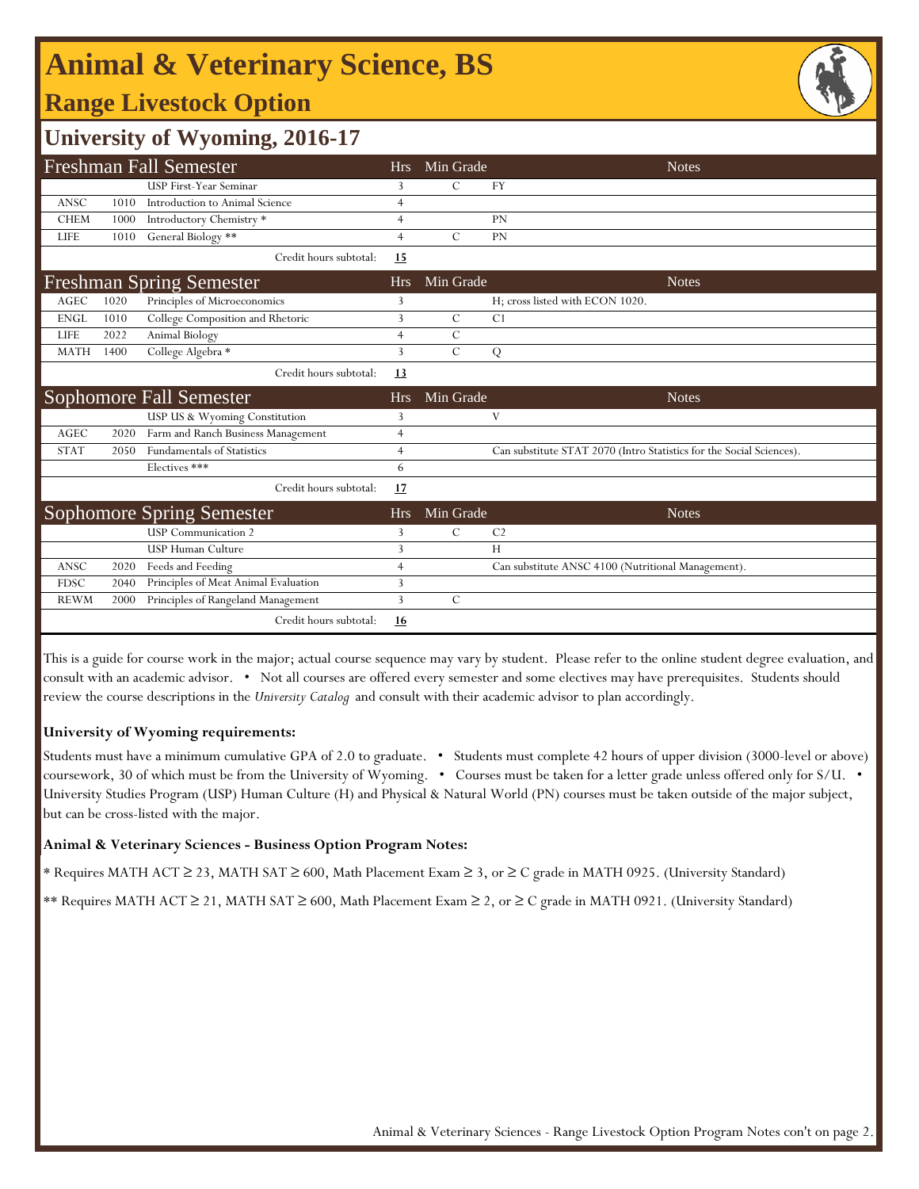# Animal & Veterinary Science, BS

## Range Livestock Option

## University of Wyoming, 2016-17

### Freshman Fall Semester

| | | | Hrs | Min Grade | Notes |
|---|---|---|---|---|---|
| | | USP First-Year Seminar | 3 | C | FY |
| ANSC | 1010 | Introduction to Animal Science | 4 | | |
| CHEM | 1000 | Introductory Chemistry * | 4 | | PN |
| LIFE | 1010 | General Biology ** | 4 | C | PN |
| | | Credit hours subtotal: | **15** | | |

### Freshman Spring Semester

| | | | Hrs | Min Grade | Notes |
|---|---|---|---|---|---|
| AGEC | 1020 | Principles of Microeconomics | 3 | | H; cross listed with ECON 1020. |
| ENGL | 1010 | College Composition and Rhetoric | 3 | C | C1 |
| LIFE | 2022 | Animal Biology | 4 | C | |
| MATH | 1400 | College Algebra * | 3 | C | Q |
| | | Credit hours subtotal: | **13** | | |

### Sophomore Fall Semester

| | | | Hrs | Min Grade | Notes |
|---|---|---|---|---|---|
| | | USP US & Wyoming Constitution | 3 | | V |
| AGEC | 2020 | Farm and Ranch Business Management | 4 | | |
| STAT | 2050 | Fundamentals of Statistics | 4 | | Can substitute STAT 2070 (Intro Statistics for the Social Sciences). |
| | | Electives *** | 6 | | |
| | | Credit hours subtotal: | **17** | | |

### Sophomore Spring Semester

| | | | Hrs | Min Grade | Notes |
|---|---|---|---|---|---|
| | | USP Communication 2 | 3 | C | C2 |
| | | USP Human Culture | 3 | | H |
| ANSC | 2020 | Feeds and Feeding | 4 | | Can substitute ANSC 4100 (Nutritional Management). |
| FDSC | 2040 | Principles of Meat Animal Evaluation | 3 | | |
| REWM | 2000 | Principles of Rangeland Management | 3 | C | |
| | | Credit hours subtotal: | **16** | | |

This is a guide for course work in the major; actual course sequence may vary by student. Please refer to the online student degree evaluation, and consult with an academic advisor. • Not all courses are offered every semester and some electives may have prerequisites. Students should review the course descriptions in the *University Catalog* and consult with their academic advisor to plan accordingly.

**University of Wyoming requirements:**

Students must have a minimum cumulative GPA of 2.0 to graduate. • Students must complete 42 hours of upper division (3000-level or above) coursework, 30 of which must be from the University of Wyoming. • Courses must be taken for a letter grade unless offered only for S/U. • University Studies Program (USP) Human Culture (H) and Physical & Natural World (PN) courses must be taken outside of the major subject, but can be cross-listed with the major.

**Animal & Veterinary Sciences - Business Option Program Notes:**

* Requires MATH ACT ≥ 23, MATH SAT ≥ 600, Math Placement Exam ≥ 3, or ≥ C grade in MATH 0925. (University Standard)

** Requires MATH ACT ≥ 21, MATH SAT ≥ 600, Math Placement Exam ≥ 2, or ≥ C grade in MATH 0921. (University Standard)

Animal & Veterinary Sciences - Range Livestock Option Program Notes con't on page 2.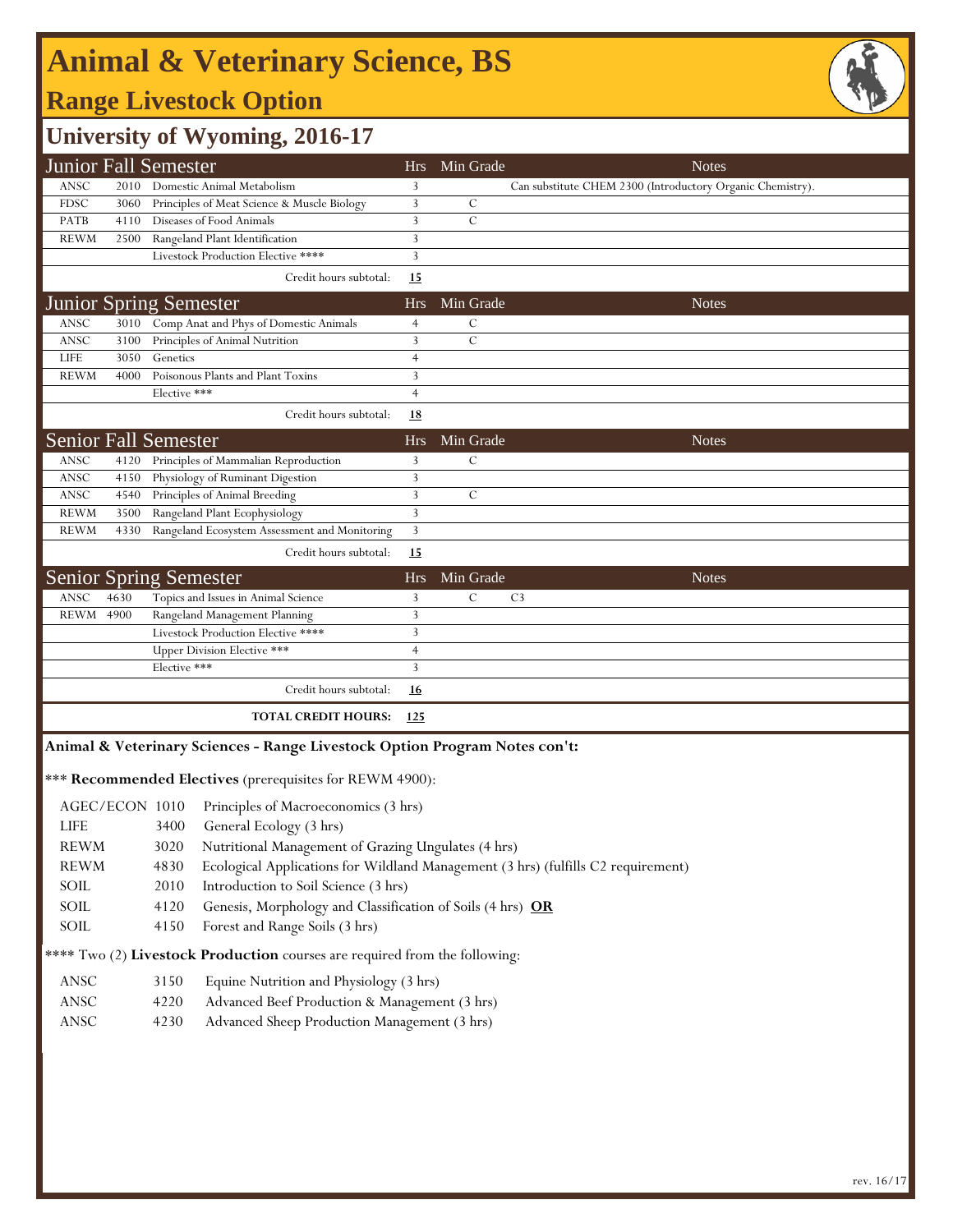# Animal & Veterinary Science, BS

## Range Livestock Option

## University of Wyoming, 2016-17

| Junior Fall Semester | | | Hrs | Min Grade | Notes |
|---|---|---|---|---|---|
| ANSC | 2010 | Domestic Animal Metabolism | 3 | | Can substitute CHEM 2300 (Introductory Organic Chemistry). |
| FDSC | 3060 | Principles of Meat Science & Muscle Biology | 3 | C | |
| PATB | 4110 | Diseases of Food Animals | 3 | C | |
| REWM | 2500 | Rangeland Plant Identification | 3 | | |
| | | Livestock Production Elective **** | 3 | | |
| | | Credit hours subtotal: | 15 | | |

| Junior Spring Semester | | | Hrs | Min Grade | Notes |
|---|---|---|---|---|---|
| ANSC | 3010 | Comp Anat and Phys of Domestic Animals | 4 | C | |
| ANSC | 3100 | Principles of Animal Nutrition | 3 | C | |
| LIFE | 3050 | Genetics | 4 | | |
| REWM | 4000 | Poisonous Plants and Plant Toxins | 3 | | |
| | | Elective *** | 4 | | |
| | | Credit hours subtotal: | 18 | | |

| Senior Fall Semester | | | Hrs | Min Grade | Notes |
|---|---|---|---|---|---|
| ANSC | 4120 | Principles of Mammalian Reproduction | 3 | C | |
| ANSC | 4150 | Physiology of Ruminant Digestion | 3 | | |
| ANSC | 4540 | Principles of Animal Breeding | 3 | C | |
| REWM | 3500 | Rangeland Plant Ecophysiology | 3 | | |
| REWM | 4330 | Rangeland Ecosystem Assessment and Monitoring | 3 | | |
| | | Credit hours subtotal: | 15 | | |

| Senior Spring Semester | | | Hrs | Min Grade | Notes |
|---|---|---|---|---|---|
| ANSC | 4630 | Topics and Issues in Animal Science | 3 | C | C3 |
| REWM | 4900 | Rangeland Management Planning | 3 | | |
| | | Livestock Production Elective **** | 3 | | |
| | | Upper Division Elective *** | 4 | | |
| | | Elective *** | 3 | | |
| | | Credit hours subtotal: | 16 | | |
| | | **TOTAL CREDIT HOURS:** | 125 | | |

**Animal & Veterinary Sciences - Range Livestock Option Program Notes con't:**

*** **Recommended Electives** (prerequisites for REWM 4900):

| | | |
|---|---|---|
| AGEC/ECON | 1010 | Principles of Macroeconomics (3 hrs) |
| LIFE | 3400 | General Ecology (3 hrs) |
| REWM | 3020 | Nutritional Management of Grazing Ungulates (4 hrs) |
| REWM | 4830 | Ecological Applications for Wildland Management (3 hrs) (fulfills C2 requirement) |
| SOIL | 2010 | Introduction to Soil Science (3 hrs) |
| SOIL | 4120 | Genesis, Morphology and Classification of Soils (4 hrs) **OR** |
| SOIL | 4150 | Forest and Range Soils (3 hrs) |

**** Two (2) **Livestock Production** courses are required from the following:

| | | |
|---|---|---|
| ANSC | 3150 | Equine Nutrition and Physiology (3 hrs) |
| ANSC | 4220 | Advanced Beef Production & Management (3 hrs) |
| ANSC | 4230 | Advanced Sheep Production Management (3 hrs) |

rev. 16/17